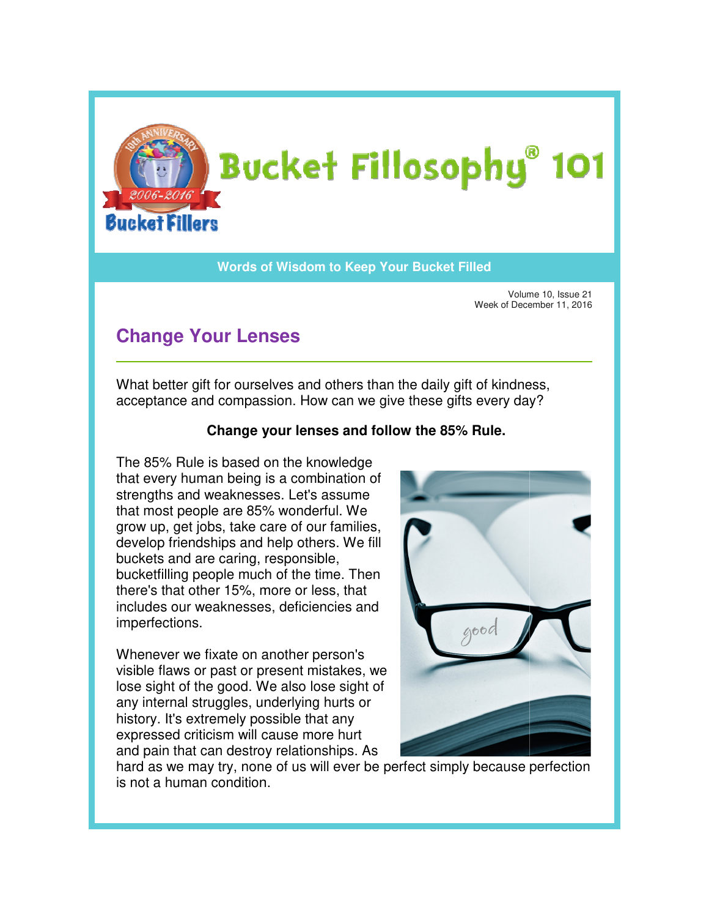# Bucket Fillosophy® 101

**Words of Wisdom to Keep Your Bucket Filled**

Volume 10, Issue 21
Week of December 11, 2016

## Change Your Lenses

What better gift for ourselves and others than the daily gift of kindness, acceptance and compassion. How can we give these gifts every day?

**Change your lenses and follow the 85% Rule.**

The 85% Rule is based on the knowledge that every human being is a combination of strengths and weaknesses. Let's assume that most people are 85% wonderful. We grow up, get jobs, take care of our families, develop friendships and help others. We fill buckets and are caring, responsible, bucketfilling people much of the time. Then there's that other 15%, more or less, that includes our weaknesses, deficiencies and imperfections.

Whenever we fixate on another person's visible flaws or past or present mistakes, we lose sight of the good. We also lose sight of any internal struggles, underlying hurts or history. It's extremely possible that any expressed criticism will cause more hurt and pain that can destroy relationships. As hard as we may try, none of us will ever be perfect simply because perfection is not a human condition.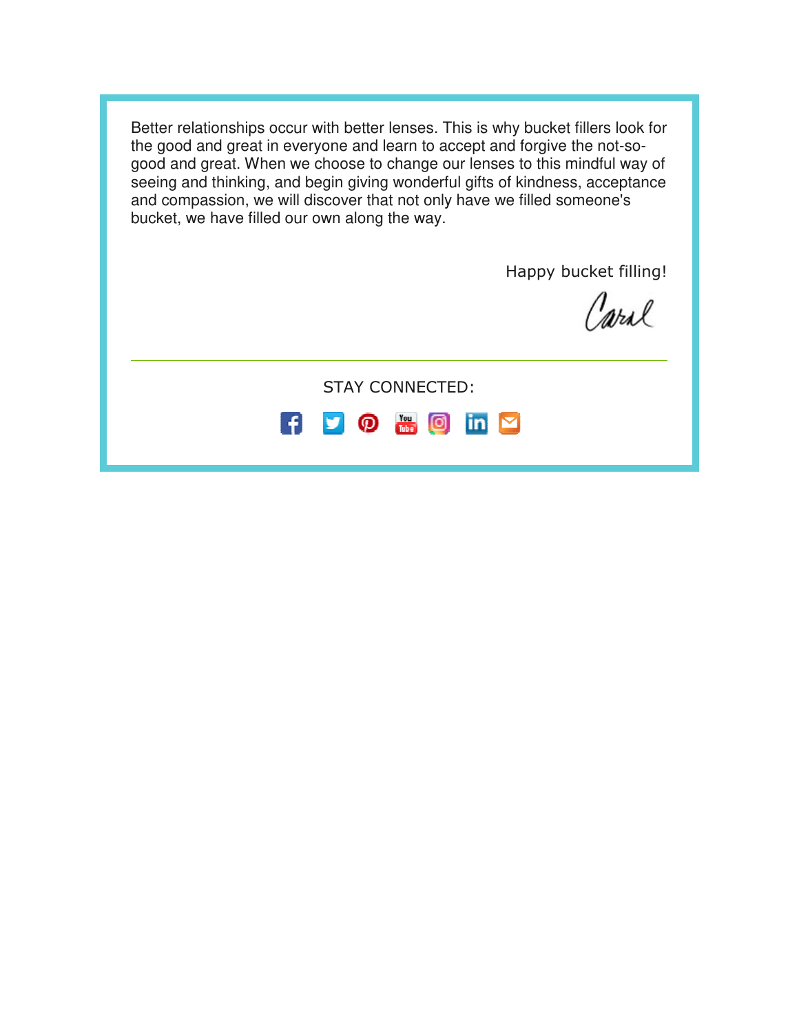Better relationships occur with better lenses. This is why bucket fillers look for the good and great in everyone and learn to accept and forgive the not-so-good and great. When we choose to change our lenses to this mindful way of seeing and thinking, and begin giving wonderful gifts of kindness, acceptance and compassion, we will discover that not only have we filled someone's bucket, we have filled our own along the way.

Happy bucket filling!

Carol

---

STAY CONNECTED: